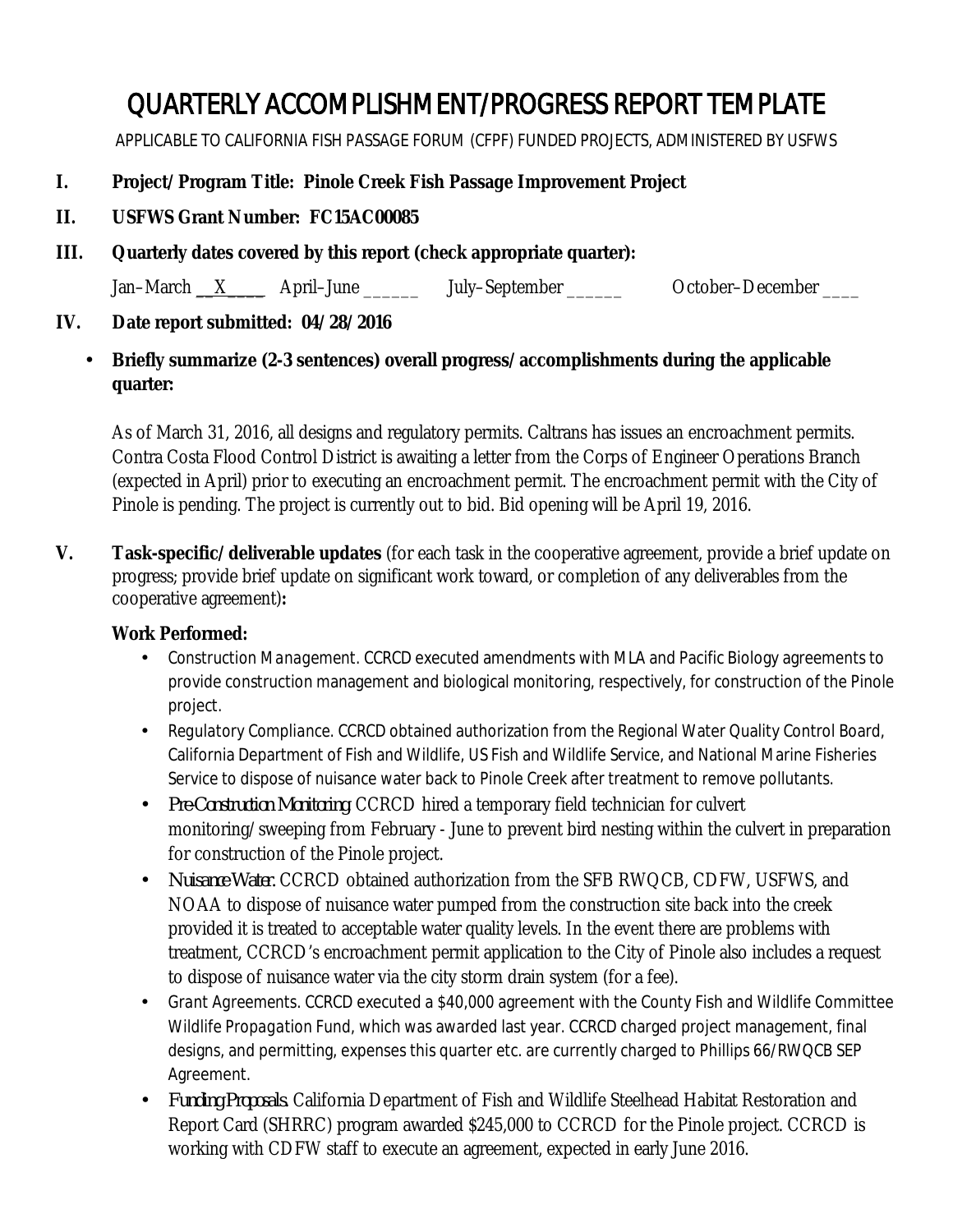# QUARTERLY ACCOMPLISHMENT/PROGRESS REPORT TEMPLATE

APPLICABLE TO CALIFORNIA FISH PASSAGE FORUM (CFPF) FUNDED PROJECTS, ADMINISTERED BY USFWS

**I. Project/Program Title: Pinole Creek Fish Passage Improvement Project**

**II. USFWS Grant Number: FC15AC00085**

**III. Quarterly dates covered by this report (check appropriate quarter):**

Jan–March __X____ April–June ______ July–September ______ October–December ____

**IV. Date report submitted: 04/28/2016**

- **Briefly summarize (2-3 sentences) overall progress/accomplishments during the applicable quarter:**

As of March 31, 2016, all designs and regulatory permits. Caltrans has issues an encroachment permits. Contra Costa Flood Control District is awaiting a letter from the Corps of Engineer Operations Branch (expected in April) prior to executing an encroachment permit. The encroachment permit with the City of Pinole is pending. The project is currently out to bid. Bid opening will be April 19, 2016.

**V. Task-specific/deliverable updates** (for each task in the cooperative agreement, provide a brief update on progress; provide brief update on significant work toward, or completion of any deliverables from the cooperative agreement)**:**

**Work Performed:**

- Construction Management. CCRCD executed amendments with MLA and Pacific Biology agreements to provide construction management and biological monitoring, respectively, for construction of the Pinole project.
- Regulatory Compliance. CCRCD obtained authorization from the Regional Water Quality Control Board, California Department of Fish and Wildlife, US Fish and Wildlife Service, and National Marine Fisheries Service to dispose of nuisance water back to Pinole Creek after treatment to remove pollutants.
- *Pre-Construction Monitoring.* CCRCD hired a temporary field technician for culvert monitoring/sweeping from February - June to prevent bird nesting within the culvert in preparation for construction of the Pinole project.
- *Nuisance Water.* CCRCD obtained authorization from the SFB RWQCB, CDFW, USFWS, and NOAA to dispose of nuisance water pumped from the construction site back into the creek provided it is treated to acceptable water quality levels. In the event there are problems with treatment, CCRCD's encroachment permit application to the City of Pinole also includes a request to dispose of nuisance water via the city storm drain system (for a fee).
- Grant Agreements. CCRCD executed a $40,000 agreement with the County Fish and Wildlife Committee Wildlife Propagation Fund, which was awarded last year. CCRCD charged project management, final designs, and permitting, expenses this quarter etc. are currently charged to Phillips 66/RWQCB SEP Agreement.
- *Funding Proposals.* California Department of Fish and Wildlife Steelhead Habitat Restoration and Report Card (SHRRC) program awarded $245,000 to CCRCD for the Pinole project. CCRCD is working with CDFW staff to execute an agreement, expected in early June 2016.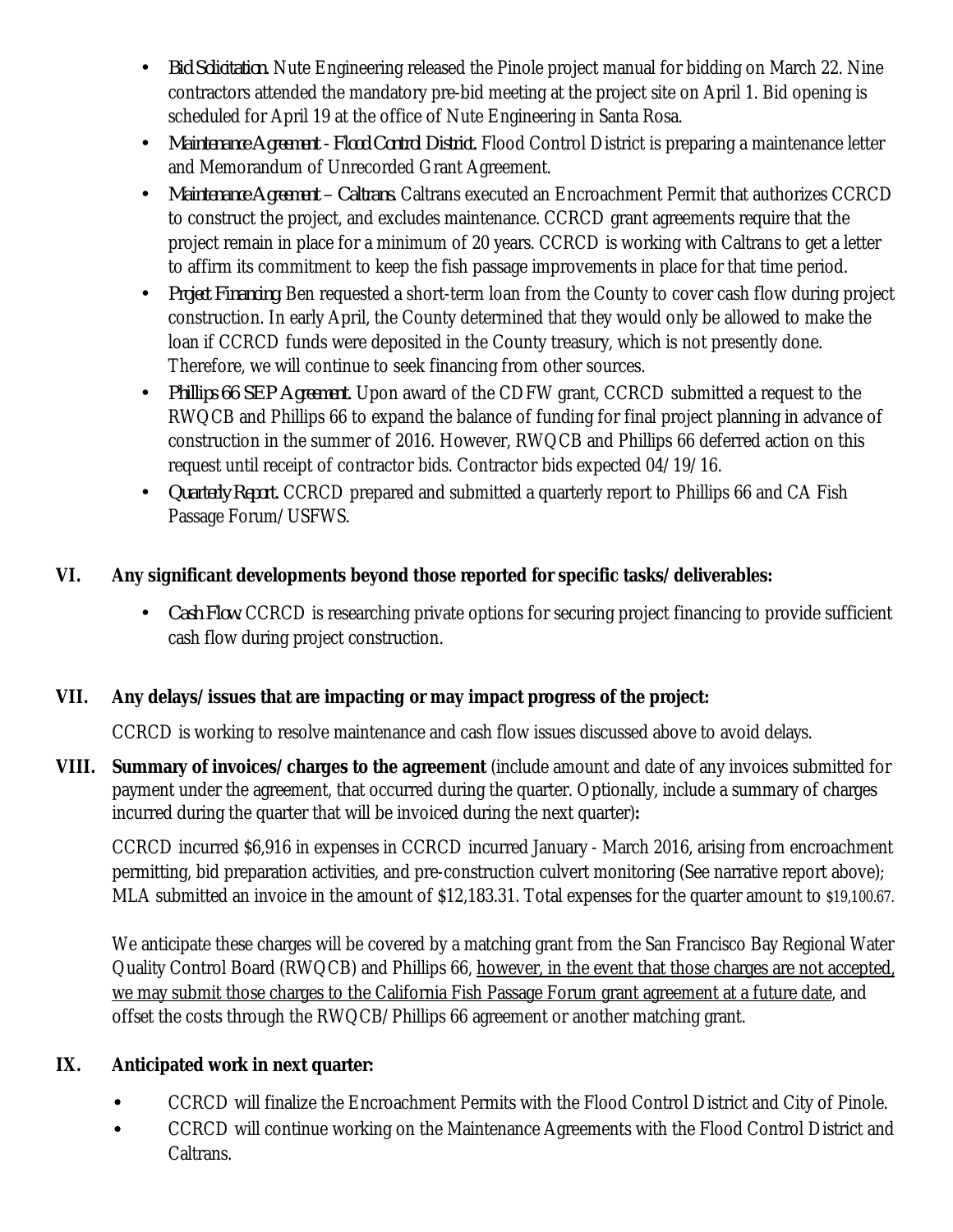- *Bid Solicitation.* Nute Engineering released the Pinole project manual for bidding on March 22. Nine contractors attended the mandatory pre-bid meeting at the project site on April 1. Bid opening is scheduled for April 19 at the office of Nute Engineering in Santa Rosa.
- *Maintenance Agreement - Flood Control District.* Flood Control District is preparing a maintenance letter and Memorandum of Unrecorded Grant Agreement.
- *Maintenance Agreement – Caltrans.* Caltrans executed an Encroachment Permit that authorizes CCRCD to construct the project, and excludes maintenance. CCRCD grant agreements require that the project remain in place for a minimum of 20 years. CCRCD is working with Caltrans to get a letter to affirm its commitment to keep the fish passage improvements in place for that time period.
- *Project Financing:* Ben requested a short-term loan from the County to cover cash flow during project construction. In early April, the County determined that they would only be allowed to make the loan if CCRCD funds were deposited in the County treasury, which is not presently done. Therefore, we will continue to seek financing from other sources.
- *Phillips 66 SEP Agreement.* Upon award of the CDFW grant, CCRCD submitted a request to the RWQCB and Phillips 66 to expand the balance of funding for final project planning in advance of construction in the summer of 2016. However, RWQCB and Phillips 66 deferred action on this request until receipt of contractor bids. Contractor bids expected 04/19/16.
- *Quarterly Report.* CCRCD prepared and submitted a quarterly report to Phillips 66 and CA Fish Passage Forum/USFWS.

## VI. Any significant developments beyond those reported for specific tasks/deliverables:

- *Cash Flow.* CCRCD is researching private options for securing project financing to provide sufficient cash flow during project construction.

## VII. Any delays/issues that are impacting or may impact progress of the project:

CCRCD is working to resolve maintenance and cash flow issues discussed above to avoid delays.

## VIII. Summary of invoices/charges to the agreement (include amount and date of any invoices submitted for payment under the agreement, that occurred during the quarter. Optionally, include a summary of charges incurred during the quarter that will be invoiced during the next quarter):

CCRCD incurred $6,916 in expenses in CCRCD incurred January - March 2016, arising from encroachment permitting, bid preparation activities, and pre-construction culvert monitoring (See narrative report above); MLA submitted an invoice in the amount of $12,183.31. Total expenses for the quarter amount to $19,100.67.

We anticipate these charges will be covered by a matching grant from the San Francisco Bay Regional Water Quality Control Board (RWQCB) and Phillips 66, <u>however, in the event that those charges are not accepted, we may submit those charges to the California Fish Passage Forum grant agreement at a future date</u>, and offset the costs through the RWQCB/Phillips 66 agreement or another matching grant.

## IX. Anticipated work in next quarter:

- CCRCD will finalize the Encroachment Permits with the Flood Control District and City of Pinole.
- CCRCD will continue working on the Maintenance Agreements with the Flood Control District and Caltrans.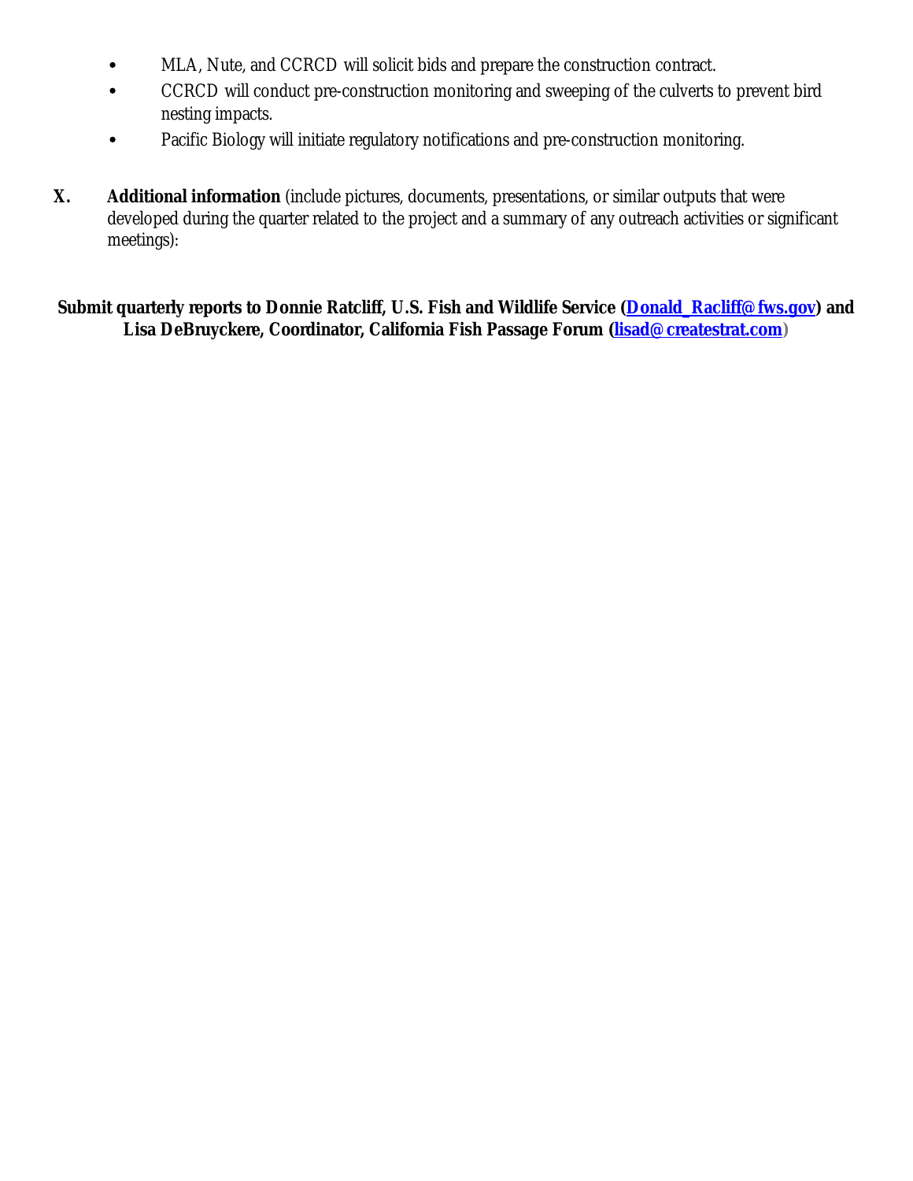- MLA, Nute, and CCRCD will solicit bids and prepare the construction contract.
- CCRCD will conduct pre-construction monitoring and sweeping of the culverts to prevent bird nesting impacts.
- Pacific Biology will initiate regulatory notifications and pre-construction monitoring.

**X. Additional information** (include pictures, documents, presentations, or similar outputs that were developed during the quarter related to the project and a summary of any outreach activities or significant meetings):

**Submit quarterly reports to Donnie Ratcliff, U.S. Fish and Wildlife Service (Donald_Racliff@fws.gov) and Lisa DeBruyckere, Coordinator, California Fish Passage Forum (lisad@createstrat.com)**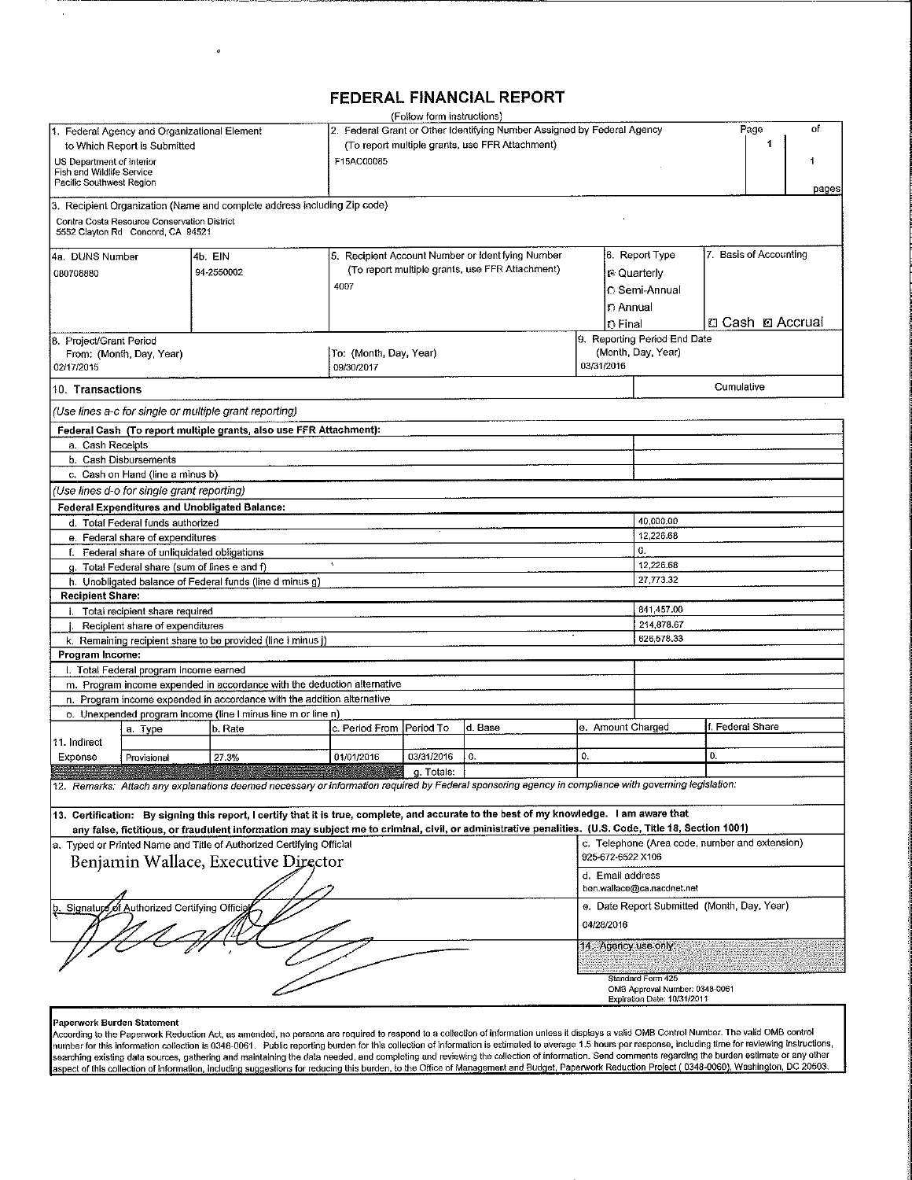# FEDERAL FINANCIAL REPORT

(Follow form instructions)

| | | |
|---|---|---|
| 1. Federal Agency and Organizational Element to Which Report is Submitted<br>US Department of Interior<br>Fish and Wildlife Service<br>Pacific Southwest Region | 2. Federal Grant or Other Identifying Number Assigned by Federal Agency (To report multiple grants, use FFR Attachment)<br>F15AC00085 | Page 1 of 1 pages |

3. Recipient Organization (Name and complete address including Zip code)
Contra Costa Resource Conservation District
5552 Clayton Rd Concord, CA 94521

| 4a. DUNS Number | 4b. EIN | 5. Recipient Account Number or Identifying Number (To report multiple grants, use FFR Attachment) | 6. Report Type | 7. Basis of Accounting |
|---|---|---|---|---|
| 080706880 | 94-2550002 | 4007 | ☒ Quarterly<br>☐ Semi-Annual<br>☐ Annual<br>☐ Final | ☐ Cash ☒ Accrual |

| 8. Project/Grant Period From: (Month, Day, Year) | To: (Month, Day, Year) | 9. Reporting Period End Date (Month, Day, Year) |
|---|---|---|
| 02/17/2015 | 09/30/2017 | 03/31/2016 |

| 10. Transactions | Cumulative |
|---|---|
| *(Use lines a-c for single or multiple grant reporting)* | |
| **Federal Cash (To report multiple grants, also use FFR Attachment):** | |
| a. Cash Receipts | |
| b. Cash Disbursements | |
| c. Cash on Hand (line a minus b) | |
| *(Use lines d-o for single grant reporting)* | |
| **Federal Expenditures and Unobligated Balance:** | |
| d. Total Federal funds authorized | 40,000.00 |
| e. Federal share of expenditures | 12,226.68 |
| f. Federal share of unliquidated obligations | 0. |
| g. Total Federal share (sum of lines e and f) | 12,226.68 |
| h. Unobligated balance of Federal funds (line d minus g) | 27,773.32 |
| **Recipient Share:** | |
| i. Total recipient share required | 841,457.00 |
| j. Recipient share of expenditures | 214,878.67 |
| k. Remaining recipient share to be provided (line i minus j) | 626,578.33 |
| **Program Income:** | |
| l. Total Federal program income earned | |
| m. Program income expended in accordance with the deduction alternative | |
| n. Program income expended in accordance with the addition alternative | |
| o. Unexpended program income (line l minus line m or line n) | |

| 11. Indirect Expense | a. Type | b. Rate | c. Period From | Period To | d. Base | e. Amount Charged | f. Federal Share |
|---|---|---|---|---|---|---|---|
| | Provisional | 27.3% | 01/01/2016 | 03/31/2016 | 0. | 0. | 0. |
| | | | | g. Totals: | | | |

12. Remarks: Attach any explanations deemed necessary or information required by Federal sponsoring agency in compliance with governing legislation:

**13. Certification: By signing this report, I certify that it is true, complete, and accurate to the best of my knowledge. I am aware that any false, fictitious, or fraudulent information may subject me to criminal, civil, or administrative penalties. (U.S. Code, Title 18, Section 1001)**

| | |
|---|---|
| a. Typed or Printed Name and Title of Authorized Certifying Official<br>Benjamin Wallace, Executive Director | c. Telephone (Area code, number and extension)<br>925-672-6522 X106 |
| | d. Email address<br>ben.wallace@ca.nacdnet.net |
| b. Signature of Authorized Certifying Official | e. Date Report Submitted (Month, Day, Year)<br>04/28/2016 |
| | 14. Agency use only: |

Standard Form 425
OMB Approval Number: 0348-0061
Expiration Date: 10/31/2011

**Paperwork Burden Statement**
According to the Paperwork Reduction Act, as amended, no persons are required to respond to a collection of information unless it displays a valid OMB Control Number. The valid OMB control number for this information collection is 0348-0061. Public reporting burden for this collection of information is estimated to average 1.5 hours per response, including time for reviewing instructions, searching existing data sources, gathering and maintaining the data needed, and completing and reviewing the collection of information. Send comments regarding the burden estimate or any other aspect of this collection of information, including suggestions for reducing this burden, to the Office of Management and Budget, Paperwork Reduction Project ( 0348-0060), Washington, DC 20503.